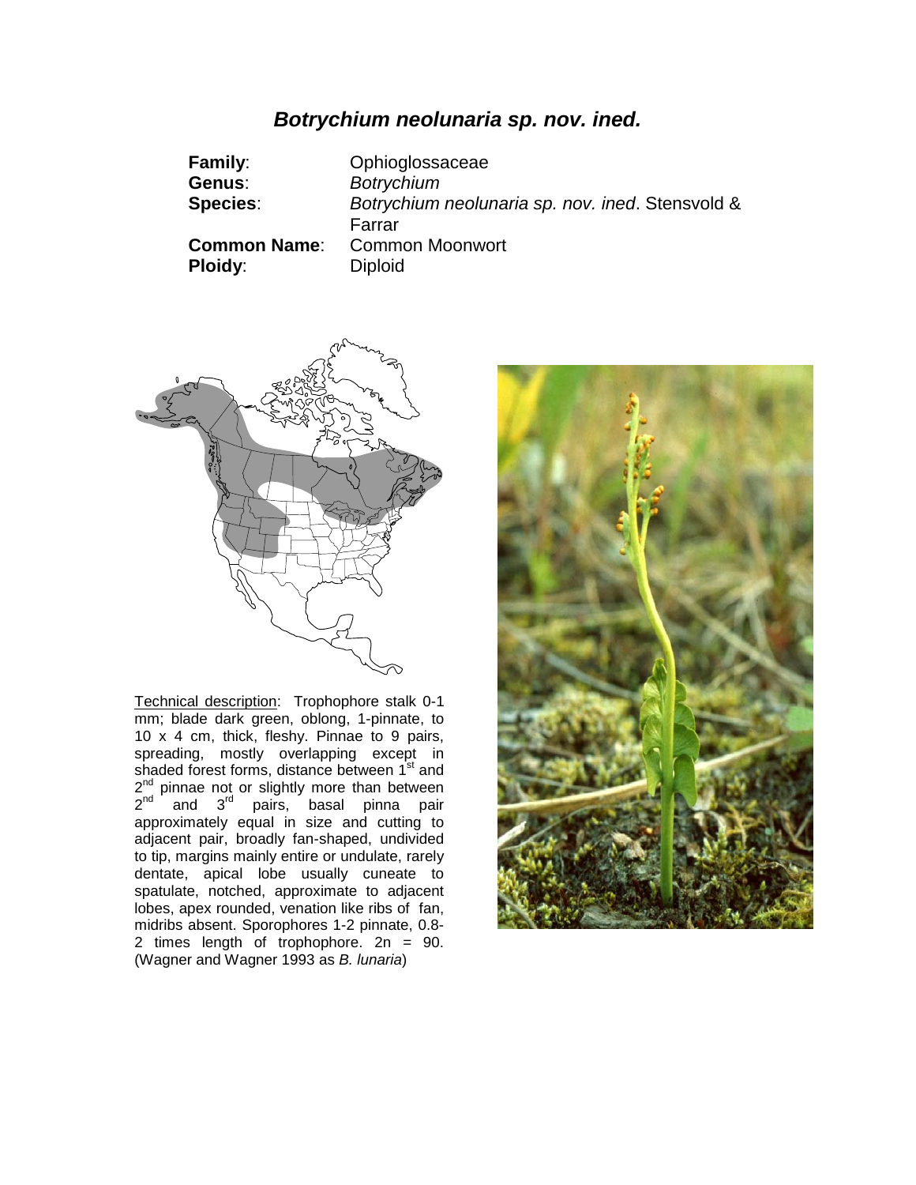# ***Botrychium neolunaria sp. nov. ined.***

**Family**: Ophioglossaceae
**Genus**: *Botrychium*
**Species**: *Botrychium neolunaria sp. nov. ined*. Stensvold & Farrar
**Common Name**: Common Moonwort
**Ploidy**: Diploid

Technical description: Trophophore stalk 0-1 mm; blade dark green, oblong, 1-pinnate, to 10 x 4 cm, thick, fleshy. Pinnae to 9 pairs, spreading, mostly overlapping except in shaded forest forms, distance between 1st and 2nd pinnae not or slightly more than between 2nd and 3rd pairs, basal pinna pair approximately equal in size and cutting to adjacent pair, broadly fan-shaped, undivided to tip, margins mainly entire or undulate, rarely dentate, apical lobe usually cuneate to spatulate, notched, approximate to adjacent lobes, apex rounded, venation like ribs of fan, midribs absent. Sporophores 1-2 pinnate, 0.8-2 times length of trophophore. 2n = 90. (Wagner and Wagner 1993 as *B. lunaria*)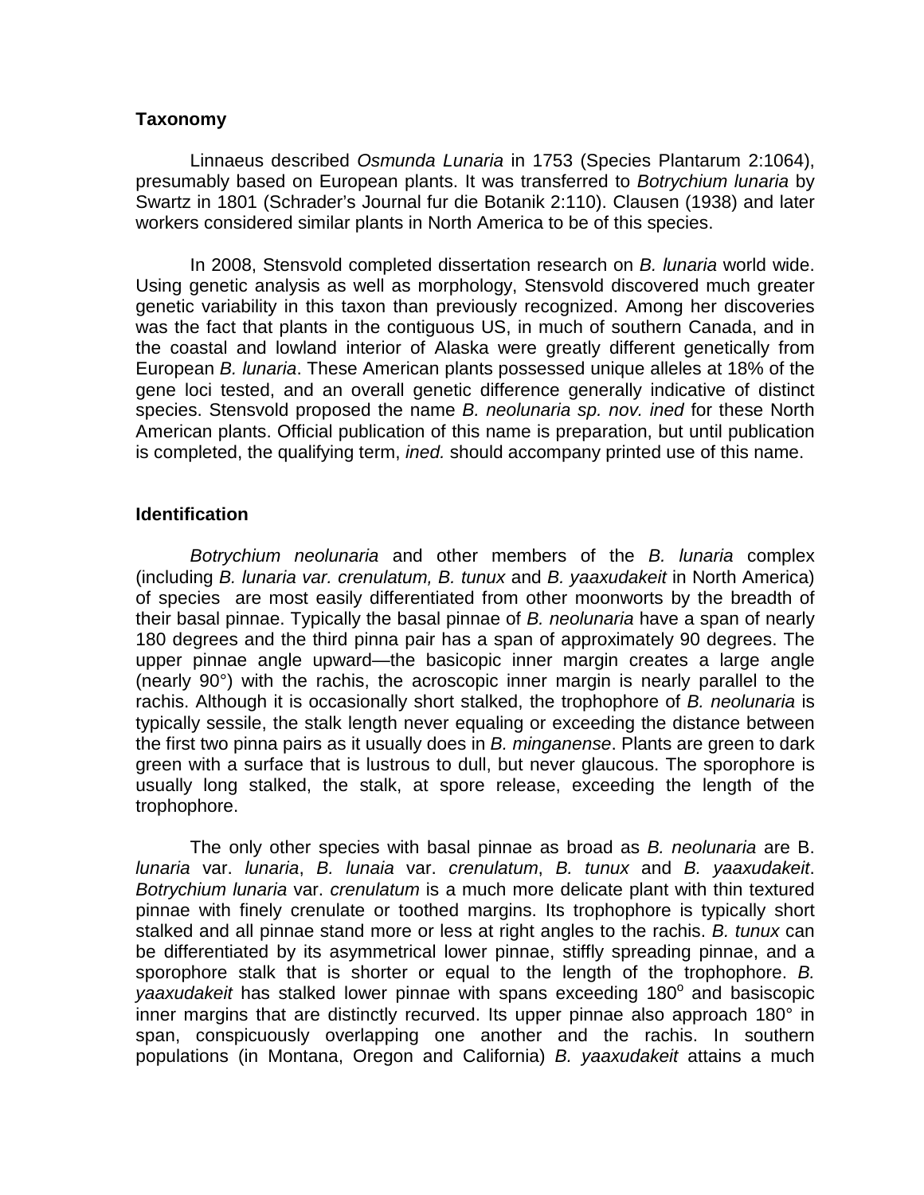## Taxonomy

Linnaeus described *Osmunda Lunaria* in 1753 (Species Plantarum 2:1064), presumably based on European plants. It was transferred to *Botrychium lunaria* by Swartz in 1801 (Schrader's Journal fur die Botanik 2:110). Clausen (1938) and later workers considered similar plants in North America to be of this species.

In 2008, Stensvold completed dissertation research on *B. lunaria* world wide. Using genetic analysis as well as morphology, Stensvold discovered much greater genetic variability in this taxon than previously recognized. Among her discoveries was the fact that plants in the contiguous US, in much of southern Canada, and in the coastal and lowland interior of Alaska were greatly different genetically from European *B. lunaria*. These American plants possessed unique alleles at 18% of the gene loci tested, and an overall genetic difference generally indicative of distinct species. Stensvold proposed the name *B. neolunaria sp. nov. ined* for these North American plants. Official publication of this name is preparation, but until publication is completed, the qualifying term, *ined.* should accompany printed use of this name.

## Identification

*Botrychium neolunaria* and other members of the *B. lunaria* complex (including *B. lunaria var. crenulatum, B. tunux* and *B. yaaxudakeit* in North America) of species are most easily differentiated from other moonworts by the breadth of their basal pinnae. Typically the basal pinnae of *B. neolunaria* have a span of nearly 180 degrees and the third pinna pair has a span of approximately 90 degrees. The upper pinnae angle upward—the basicopic inner margin creates a large angle (nearly 90°) with the rachis, the acroscopic inner margin is nearly parallel to the rachis. Although it is occasionally short stalked, the trophophore of *B. neolunaria* is typically sessile, the stalk length never equaling or exceeding the distance between the first two pinna pairs as it usually does in *B. minganense*. Plants are green to dark green with a surface that is lustrous to dull, but never glaucous. The sporophore is usually long stalked, the stalk, at spore release, exceeding the length of the trophophore.

The only other species with basal pinnae as broad as *B. neolunaria* are B. *lunaria* var. *lunaria*, *B. lunaia* var. *crenulatum*, *B. tunux* and *B. yaaxudakeit*. *Botrychium lunaria* var. *crenulatum* is a much more delicate plant with thin textured pinnae with finely crenulate or toothed margins. Its trophophore is typically short stalked and all pinnae stand more or less at right angles to the rachis. *B. tunux* can be differentiated by its asymmetrical lower pinnae, stiffly spreading pinnae, and a sporophore stalk that is shorter or equal to the length of the trophophore. *B. yaaxudakeit* has stalked lower pinnae with spans exceeding 180° and basiscopic inner margins that are distinctly recurved. Its upper pinnae also approach 180° in span, conspicuously overlapping one another and the rachis. In southern populations (in Montana, Oregon and California) *B. yaaxudakeit* attains a much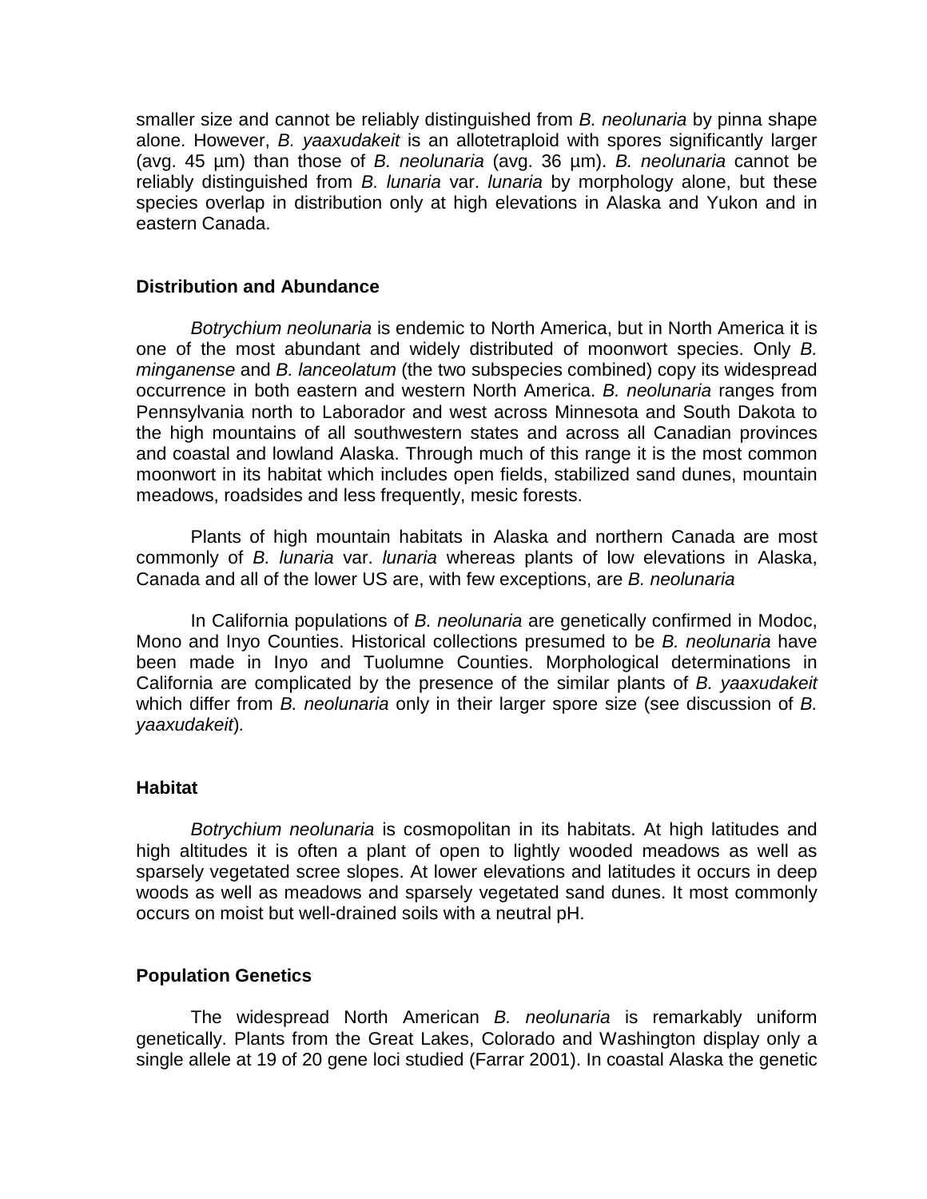smaller size and cannot be reliably distinguished from *B. neolunaria* by pinna shape alone. However, *B. yaaxudakeit* is an allotetraploid with spores significantly larger (avg. 45 µm) than those of *B. neolunaria* (avg. 36 µm). *B. neolunaria* cannot be reliably distinguished from *B. lunaria* var. *lunaria* by morphology alone, but these species overlap in distribution only at high elevations in Alaska and Yukon and in eastern Canada.

### Distribution and Abundance

*Botrychium neolunaria* is endemic to North America, but in North America it is one of the most abundant and widely distributed of moonwort species. Only *B. minganense* and *B. lanceolatum* (the two subspecies combined) copy its widespread occurrence in both eastern and western North America. *B. neolunaria* ranges from Pennsylvania north to Laborador and west across Minnesota and South Dakota to the high mountains of all southwestern states and across all Canadian provinces and coastal and lowland Alaska. Through much of this range it is the most common moonwort in its habitat which includes open fields, stabilized sand dunes, mountain meadows, roadsides and less frequently, mesic forests.

Plants of high mountain habitats in Alaska and northern Canada are most commonly of *B. lunaria* var. *lunaria* whereas plants of low elevations in Alaska, Canada and all of the lower US are, with few exceptions, are *B. neolunaria*

In California populations of *B. neolunaria* are genetically confirmed in Modoc, Mono and Inyo Counties. Historical collections presumed to be *B. neolunaria* have been made in Inyo and Tuolumne Counties. Morphological determinations in California are complicated by the presence of the similar plants of *B. yaaxudakeit* which differ from *B. neolunaria* only in their larger spore size (see discussion of *B. yaaxudakeit*).

### Habitat

*Botrychium neolunaria* is cosmopolitan in its habitats. At high latitudes and high altitudes it is often a plant of open to lightly wooded meadows as well as sparsely vegetated scree slopes. At lower elevations and latitudes it occurs in deep woods as well as meadows and sparsely vegetated sand dunes. It most commonly occurs on moist but well-drained soils with a neutral pH.

### Population Genetics

The widespread North American *B. neolunaria* is remarkably uniform genetically. Plants from the Great Lakes, Colorado and Washington display only a single allele at 19 of 20 gene loci studied (Farrar 2001). In coastal Alaska the genetic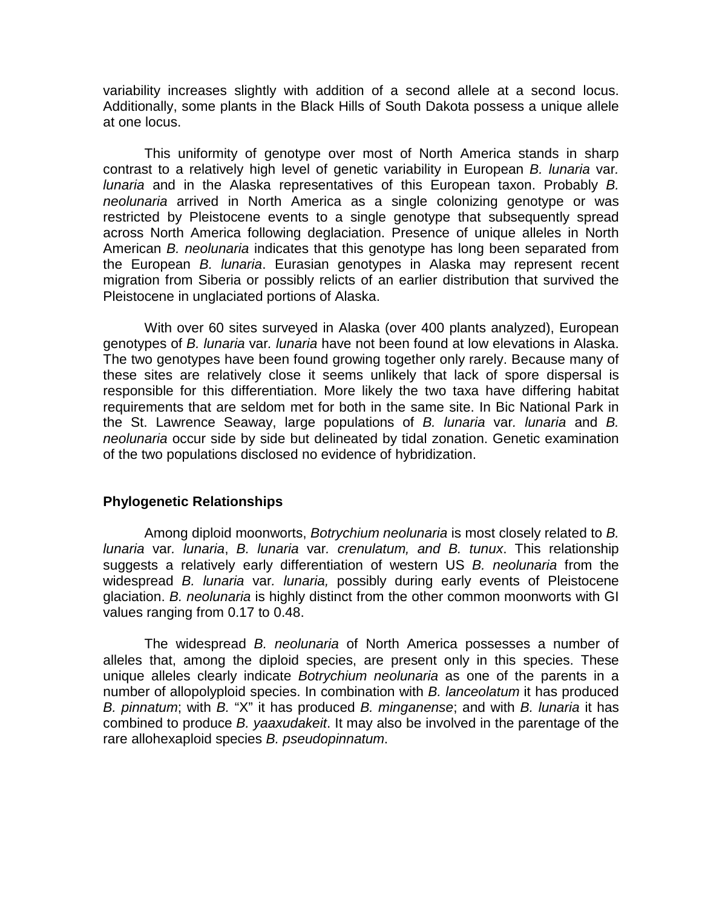variability increases slightly with addition of a second allele at a second locus. Additionally, some plants in the Black Hills of South Dakota possess a unique allele at one locus.

This uniformity of genotype over most of North America stands in sharp contrast to a relatively high level of genetic variability in European *B. lunaria* var. *lunaria* and in the Alaska representatives of this European taxon. Probably *B. neolunaria* arrived in North America as a single colonizing genotype or was restricted by Pleistocene events to a single genotype that subsequently spread across North America following deglaciation. Presence of unique alleles in North American *B. neolunaria* indicates that this genotype has long been separated from the European *B. lunaria*. Eurasian genotypes in Alaska may represent recent migration from Siberia or possibly relicts of an earlier distribution that survived the Pleistocene in unglaciated portions of Alaska.

With over 60 sites surveyed in Alaska (over 400 plants analyzed), European genotypes of *B. lunaria* var. *lunaria* have not been found at low elevations in Alaska. The two genotypes have been found growing together only rarely. Because many of these sites are relatively close it seems unlikely that lack of spore dispersal is responsible for this differentiation. More likely the two taxa have differing habitat requirements that are seldom met for both in the same site. In Bic National Park in the St. Lawrence Seaway, large populations of *B. lunaria* var. *lunaria* and *B. neolunaria* occur side by side but delineated by tidal zonation. Genetic examination of the two populations disclosed no evidence of hybridization.

## Phylogenetic Relationships

Among diploid moonworts, *Botrychium neolunaria* is most closely related to *B. lunaria* var. *lunaria*, *B. lunaria* var. *crenulatum, and B. tunux*. This relationship suggests a relatively early differentiation of western US *B. neolunaria* from the widespread *B. lunaria* var. *lunaria,* possibly during early events of Pleistocene glaciation. *B. neolunaria* is highly distinct from the other common moonworts with GI values ranging from 0.17 to 0.48.

The widespread *B. neolunaria* of North America possesses a number of alleles that, among the diploid species, are present only in this species. These unique alleles clearly indicate *Botrychium neolunaria* as one of the parents in a number of allopolyploid species. In combination with *B. lanceolatum* it has produced *B. pinnatum*; with *B.* "X" it has produced *B. minganense*; and with *B. lunaria* it has combined to produce *B. yaaxudakeit*. It may also be involved in the parentage of the rare allohexaploid species *B. pseudopinnatum*.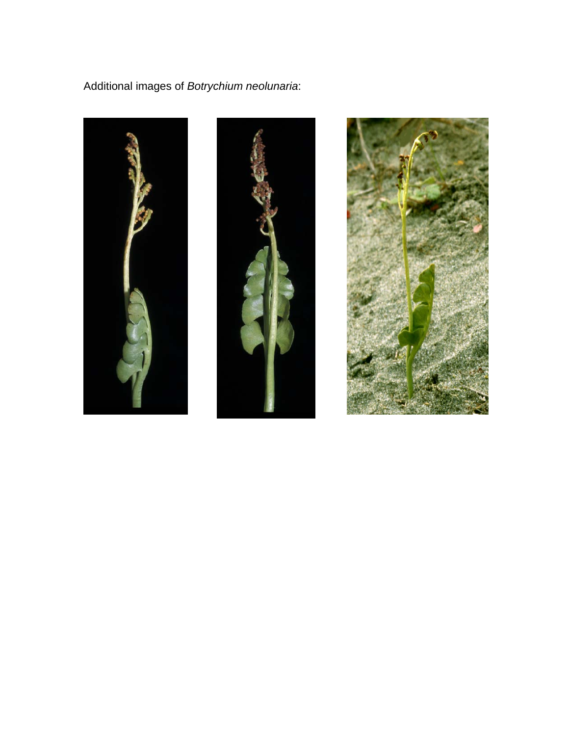Additional images of *Botrychium neolunaria*: